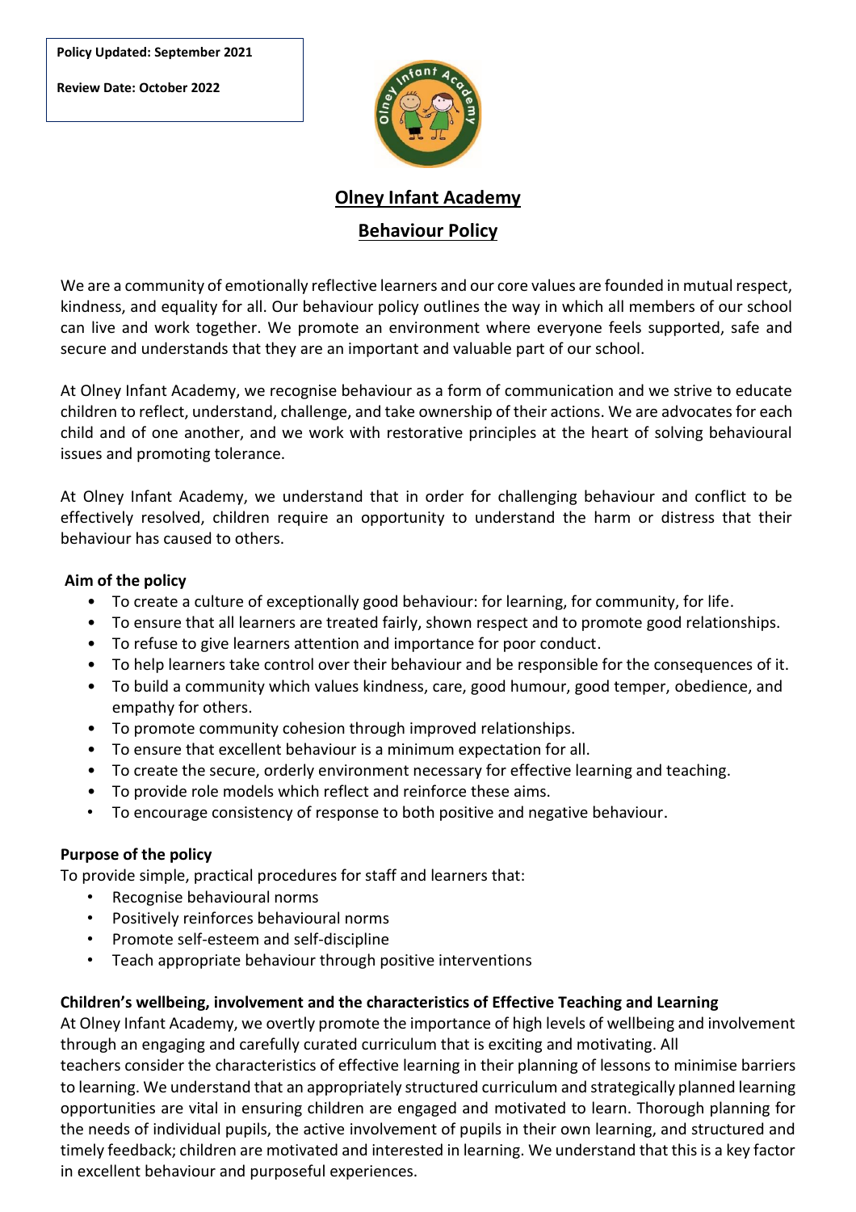**Policy Updated: September 2021**

**Review Date: October 2022**

# Olney Infant Academy

## Behaviour Policy

We are a community of emotionally reflective learners and our core values are founded in mutual respect, kindness, and equality for all. Our behaviour policy outlines the way in which all members of our school can live and work together. We promote an environment where everyone feels supported, safe and secure and understands that they are an important and valuable part of our school.

At Olney Infant Academy, we recognise behaviour as a form of communication and we strive to educate children to reflect, understand, challenge, and take ownership of their actions. We are advocates for each child and of one another, and we work with restorative principles at the heart of solving behavioural issues and promoting tolerance.

At Olney Infant Academy, we understand that in order for challenging behaviour and conflict to be effectively resolved, children require an opportunity to understand the harm or distress that their behaviour has caused to others.

**Aim of the policy**

- To create a culture of exceptionally good behaviour: for learning, for community, for life.
- To ensure that all learners are treated fairly, shown respect and to promote good relationships.
- To refuse to give learners attention and importance for poor conduct.
- To help learners take control over their behaviour and be responsible for the consequences of it.
- To build a community which values kindness, care, good humour, good temper, obedience, and empathy for others.
- To promote community cohesion through improved relationships.
- To ensure that excellent behaviour is a minimum expectation for all.
- To create the secure, orderly environment necessary for effective learning and teaching.
- To provide role models which reflect and reinforce these aims.
- To encourage consistency of response to both positive and negative behaviour.

**Purpose of the policy**

To provide simple, practical procedures for staff and learners that:

- Recognise behavioural norms
- Positively reinforces behavioural norms
- Promote self-esteem and self-discipline
- Teach appropriate behaviour through positive interventions

**Children's wellbeing, involvement and the characteristics of Effective Teaching and Learning**

At Olney Infant Academy, we overtly promote the importance of high levels of wellbeing and involvement through an engaging and carefully curated curriculum that is exciting and motivating. All teachers consider the characteristics of effective learning in their planning of lessons to minimise barriers to learning. We understand that an appropriately structured curriculum and strategically planned learning opportunities are vital in ensuring children are engaged and motivated to learn. Thorough planning for the needs of individual pupils, the active involvement of pupils in their own learning, and structured and timely feedback; children are motivated and interested in learning. We understand that this is a key factor in excellent behaviour and purposeful experiences.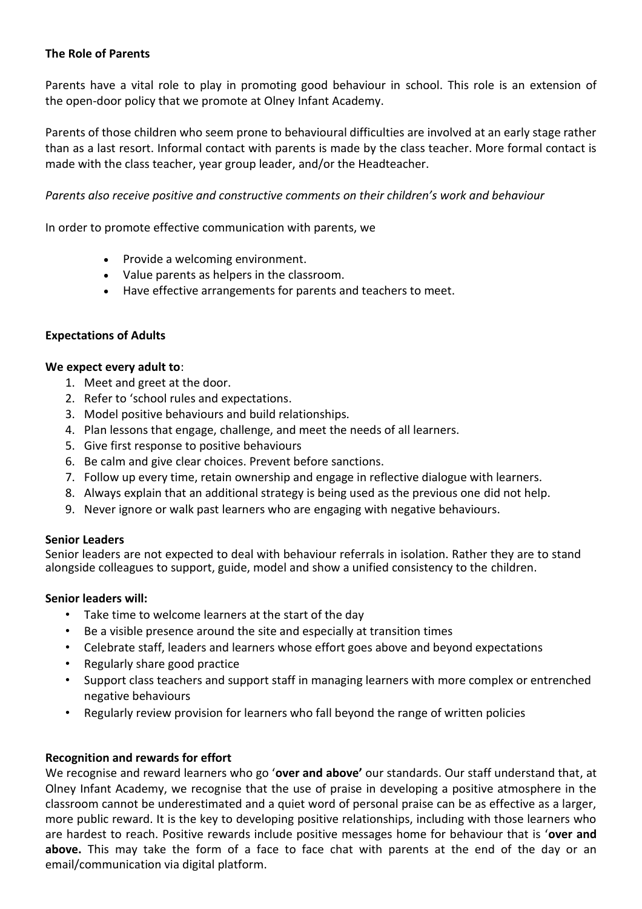**The Role of Parents**

Parents have a vital role to play in promoting good behaviour in school. This role is an extension of the open-door policy that we promote at Olney Infant Academy.

Parents of those children who seem prone to behavioural difficulties are involved at an early stage rather than as a last resort. Informal contact with parents is made by the class teacher. More formal contact is made with the class teacher, year group leader, and/or the Headteacher.

*Parents also receive positive and constructive comments on their children's work and behaviour*

In order to promote effective communication with parents, we

- Provide a welcoming environment.
- Value parents as helpers in the classroom.
- Have effective arrangements for parents and teachers to meet.

**Expectations of Adults**

**We expect every adult to**:

1. Meet and greet at the door.
2. Refer to 'school rules and expectations.
3. Model positive behaviours and build relationships.
4. Plan lessons that engage, challenge, and meet the needs of all learners.
5. Give first response to positive behaviours
6. Be calm and give clear choices. Prevent before sanctions.
7. Follow up every time, retain ownership and engage in reflective dialogue with learners.
8. Always explain that an additional strategy is being used as the previous one did not help.
9. Never ignore or walk past learners who are engaging with negative behaviours.

**Senior Leaders**

Senior leaders are not expected to deal with behaviour referrals in isolation. Rather they are to stand alongside colleagues to support, guide, model and show a unified consistency to the children.

**Senior leaders will:**

- Take time to welcome learners at the start of the day
- Be a visible presence around the site and especially at transition times
- Celebrate staff, leaders and learners whose effort goes above and beyond expectations
- Regularly share good practice
- Support class teachers and support staff in managing learners with more complex or entrenched negative behaviours
- Regularly review provision for learners who fall beyond the range of written policies

**Recognition and rewards for effort**

We recognise and reward learners who go '**over and above'** our standards. Our staff understand that, at Olney Infant Academy, we recognise that the use of praise in developing a positive atmosphere in the classroom cannot be underestimated and a quiet word of personal praise can be as effective as a larger, more public reward. It is the key to developing positive relationships, including with those learners who are hardest to reach. Positive rewards include positive messages home for behaviour that is '**over and above.** This may take the form of a face to face chat with parents at the end of the day or an email/communication via digital platform.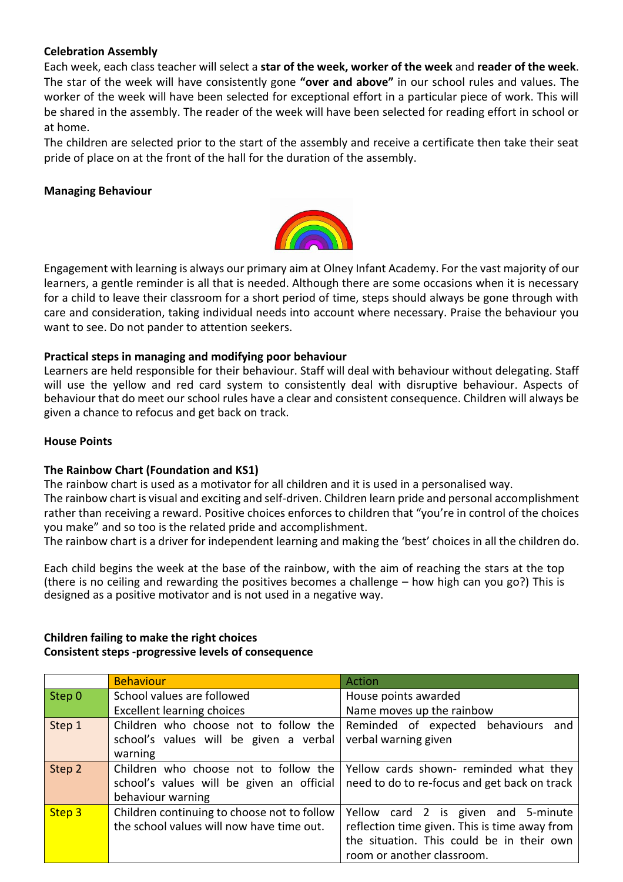**Celebration Assembly**

Each week, each class teacher will select a **star of the week, worker of the week** and **reader of the week**. The star of the week will have consistently gone **"over and above"** in our school rules and values. The worker of the week will have been selected for exceptional effort in a particular piece of work. This will be shared in the assembly. The reader of the week will have been selected for reading effort in school or at home.

The children are selected prior to the start of the assembly and receive a certificate then take their seat pride of place on at the front of the hall for the duration of the assembly.

**Managing Behaviour**

Engagement with learning is always our primary aim at Olney Infant Academy. For the vast majority of our learners, a gentle reminder is all that is needed. Although there are some occasions when it is necessary for a child to leave their classroom for a short period of time, steps should always be gone through with care and consideration, taking individual needs into account where necessary. Praise the behaviour you want to see. Do not pander to attention seekers.

**Practical steps in managing and modifying poor behaviour**

Learners are held responsible for their behaviour. Staff will deal with behaviour without delegating. Staff will use the yellow and red card system to consistently deal with disruptive behaviour. Aspects of behaviour that do meet our school rules have a clear and consistent consequence. Children will always be given a chance to refocus and get back on track.

**House Points**

**The Rainbow Chart (Foundation and KS1)**

The rainbow chart is used as a motivator for all children and it is used in a personalised way.

The rainbow chart is visual and exciting and self-driven. Children learn pride and personal accomplishment rather than receiving a reward. Positive choices enforces to children that "you're in control of the choices you make" and so too is the related pride and accomplishment.

The rainbow chart is a driver for independent learning and making the 'best' choices in all the children do.

Each child begins the week at the base of the rainbow, with the aim of reaching the stars at the top (there is no ceiling and rewarding the positives becomes a challenge – how high can you go?) This is designed as a positive motivator and is not used in a negative way.

**Children failing to make the right choices**
**Consistent steps -progressive levels of consequence**

| | Behaviour | Action |
|---|---|---|
| Step 0 | School values are followed<br>Excellent learning choices | House points awarded<br>Name moves up the rainbow |
| Step 1 | Children who choose not to follow the school's values will be given a verbal warning | Reminded of expected behaviours and verbal warning given |
| Step 2 | Children who choose not to follow the school's values will be given an official behaviour warning | Yellow cards shown- reminded what they need to do to re-focus and get back on track |
| Step 3 | Children continuing to choose not to follow the school values will now have time out. | Yellow card 2 is given and 5-minute reflection time given. This is time away from the situation. This could be in their own room or another classroom. |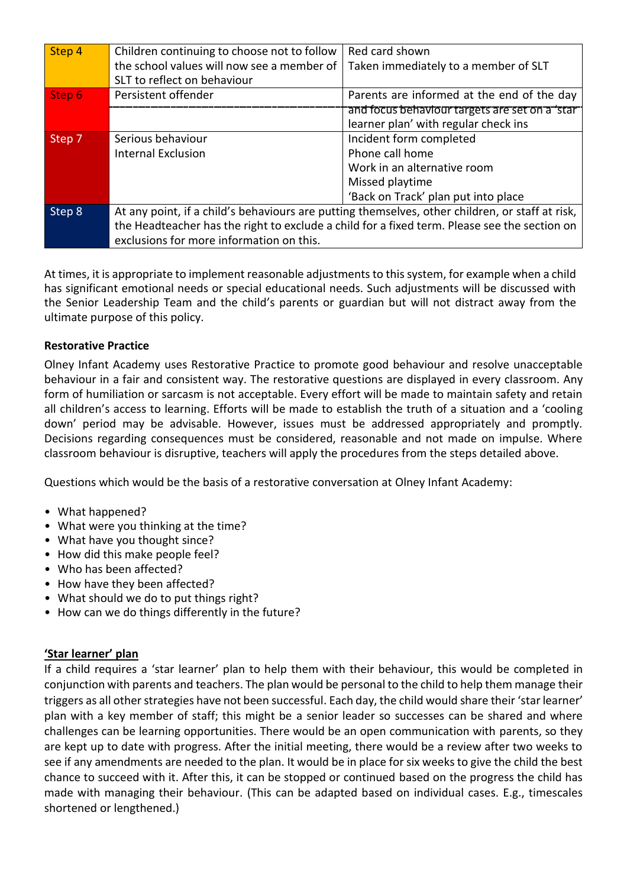| | | |
|---|---|---|
| Step 4 | Children continuing to choose not to follow the school values will now see a member of SLT to reflect on behaviour | Red card shown<br>Taken immediately to a member of SLT |
| Step 6 | Persistent offender | Parents are informed at the end of the day and focus behaviour targets are set on a 'star learner plan' with regular check ins |
| Step 7 | Serious behaviour<br>Internal Exclusion | Incident form completed<br>Phone call home<br>Work in an alternative room<br>Missed playtime<br>'Back on Track' plan put into place |
| Step 8 | At any point, if a child's behaviours are putting themselves, other children, or staff at risk, the Headteacher has the right to exclude a child for a fixed term. Please see the section on exclusions for more information on this. | |

At times, it is appropriate to implement reasonable adjustments to this system, for example when a child has significant emotional needs or special educational needs. Such adjustments will be discussed with the Senior Leadership Team and the child's parents or guardian but will not distract away from the ultimate purpose of this policy.

**Restorative Practice**

Olney Infant Academy uses Restorative Practice to promote good behaviour and resolve unacceptable behaviour in a fair and consistent way. The restorative questions are displayed in every classroom. Any form of humiliation or sarcasm is not acceptable. Every effort will be made to maintain safety and retain all children's access to learning. Efforts will be made to establish the truth of a situation and a 'cooling down' period may be advisable. However, issues must be addressed appropriately and promptly. Decisions regarding consequences must be considered, reasonable and not made on impulse. Where classroom behaviour is disruptive, teachers will apply the procedures from the steps detailed above.

Questions which would be the basis of a restorative conversation at Olney Infant Academy:

- What happened?
- What were you thinking at the time?
- What have you thought since?
- How did this make people feel?
- Who has been affected?
- How have they been affected?
- What should we do to put things right?
- How can we do things differently in the future?

**'Star learner' plan**

If a child requires a 'star learner' plan to help them with their behaviour, this would be completed in conjunction with parents and teachers. The plan would be personal to the child to help them manage their triggers as all other strategies have not been successful. Each day, the child would share their 'star learner' plan with a key member of staff; this might be a senior leader so successes can be shared and where challenges can be learning opportunities. There would be an open communication with parents, so they are kept up to date with progress. After the initial meeting, there would be a review after two weeks to see if any amendments are needed to the plan. It would be in place for six weeks to give the child the best chance to succeed with it. After this, it can be stopped or continued based on the progress the child has made with managing their behaviour. (This can be adapted based on individual cases. E.g., timescales shortened or lengthened.)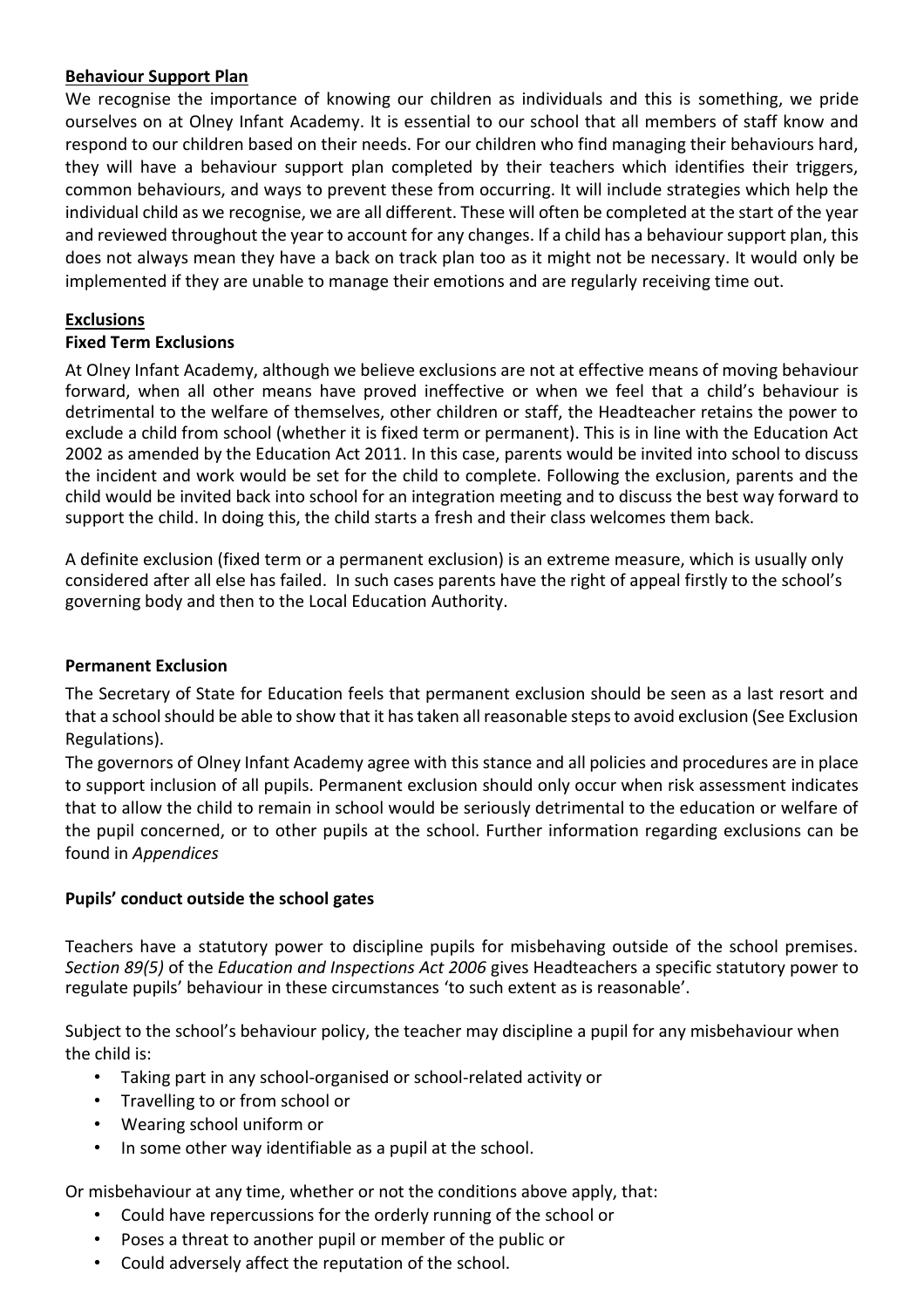## Behaviour Support Plan

We recognise the importance of knowing our children as individuals and this is something, we pride ourselves on at Olney Infant Academy. It is essential to our school that all members of staff know and respond to our children based on their needs. For our children who find managing their behaviours hard, they will have a behaviour support plan completed by their teachers which identifies their triggers, common behaviours, and ways to prevent these from occurring. It will include strategies which help the individual child as we recognise, we are all different. These will often be completed at the start of the year and reviewed throughout the year to account for any changes. If a child has a behaviour support plan, this does not always mean they have a back on track plan too as it might not be necessary. It would only be implemented if they are unable to manage their emotions and are regularly receiving time out.

## Exclusions

### Fixed Term Exclusions

At Olney Infant Academy, although we believe exclusions are not at effective means of moving behaviour forward, when all other means have proved ineffective or when we feel that a child's behaviour is detrimental to the welfare of themselves, other children or staff, the Headteacher retains the power to exclude a child from school (whether it is fixed term or permanent). This is in line with the Education Act 2002 as amended by the Education Act 2011. In this case, parents would be invited into school to discuss the incident and work would be set for the child to complete. Following the exclusion, parents and the child would be invited back into school for an integration meeting and to discuss the best way forward to support the child. In doing this, the child starts a fresh and their class welcomes them back.

A definite exclusion (fixed term or a permanent exclusion) is an extreme measure, which is usually only considered after all else has failed. In such cases parents have the right of appeal firstly to the school's governing body and then to the Local Education Authority.

### Permanent Exclusion

The Secretary of State for Education feels that permanent exclusion should be seen as a last resort and that a school should be able to show that it has taken all reasonable steps to avoid exclusion (See Exclusion Regulations).

The governors of Olney Infant Academy agree with this stance and all policies and procedures are in place to support inclusion of all pupils. Permanent exclusion should only occur when risk assessment indicates that to allow the child to remain in school would be seriously detrimental to the education or welfare of the pupil concerned, or to other pupils at the school. Further information regarding exclusions can be found in *Appendices*

### Pupils' conduct outside the school gates

Teachers have a statutory power to discipline pupils for misbehaving outside of the school premises. *Section 89(5)* of the *Education and Inspections Act 2006* gives Headteachers a specific statutory power to regulate pupils' behaviour in these circumstances 'to such extent as is reasonable'.

Subject to the school's behaviour policy, the teacher may discipline a pupil for any misbehaviour when the child is:

- Taking part in any school-organised or school-related activity or
- Travelling to or from school or
- Wearing school uniform or
- In some other way identifiable as a pupil at the school.

Or misbehaviour at any time, whether or not the conditions above apply, that:

- Could have repercussions for the orderly running of the school or
- Poses a threat to another pupil or member of the public or
- Could adversely affect the reputation of the school.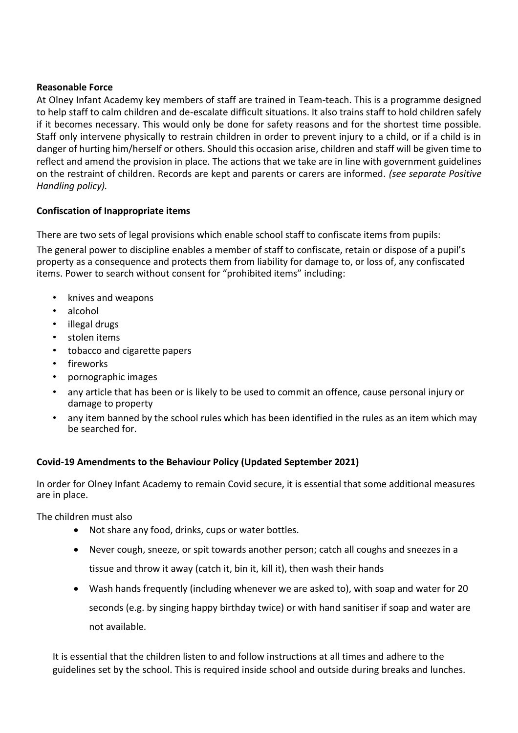**Reasonable Force**

At Olney Infant Academy key members of staff are trained in Team-teach. This is a programme designed to help staff to calm children and de-escalate difficult situations. It also trains staff to hold children safely if it becomes necessary. This would only be done for safety reasons and for the shortest time possible. Staff only intervene physically to restrain children in order to prevent injury to a child, or if a child is in danger of hurting him/herself or others. Should this occasion arise, children and staff will be given time to reflect and amend the provision in place. The actions that we take are in line with government guidelines on the restraint of children. Records are kept and parents or carers are informed. *(see separate Positive Handling policy).*

**Confiscation of Inappropriate items**

There are two sets of legal provisions which enable school staff to confiscate items from pupils:

The general power to discipline enables a member of staff to confiscate, retain or dispose of a pupil's property as a consequence and protects them from liability for damage to, or loss of, any confiscated items. Power to search without consent for "prohibited items" including:

- knives and weapons
- alcohol
- illegal drugs
- stolen items
- tobacco and cigarette papers
- fireworks
- pornographic images
- any article that has been or is likely to be used to commit an offence, cause personal injury or damage to property
- any item banned by the school rules which has been identified in the rules as an item which may be searched for.

**Covid-19 Amendments to the Behaviour Policy (Updated September 2021)**

In order for Olney Infant Academy to remain Covid secure, it is essential that some additional measures are in place.

The children must also

- Not share any food, drinks, cups or water bottles.
- Never cough, sneeze, or spit towards another person; catch all coughs and sneezes in a tissue and throw it away (catch it, bin it, kill it), then wash their hands
- Wash hands frequently (including whenever we are asked to), with soap and water for 20 seconds (e.g. by singing happy birthday twice) or with hand sanitiser if soap and water are not available.

It is essential that the children listen to and follow instructions at all times and adhere to the guidelines set by the school. This is required inside school and outside during breaks and lunches.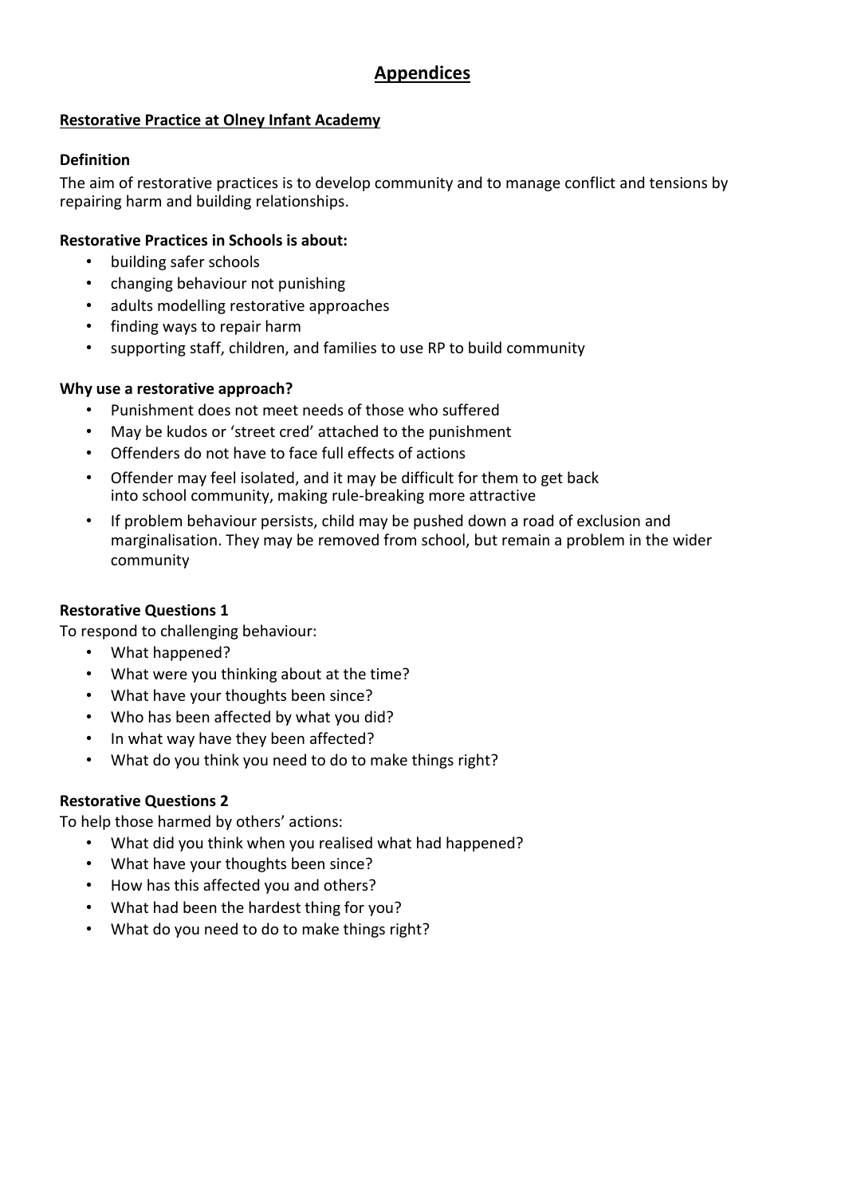# Appendices

## Restorative Practice at Olney Infant Academy

### Definition

The aim of restorative practices is to develop community and to manage conflict and tensions by repairing harm and building relationships.

### Restorative Practices in Schools is about:

- building safer schools
- changing behaviour not punishing
- adults modelling restorative approaches
- finding ways to repair harm
- supporting staff, children, and families to use RP to build community

### Why use a restorative approach?

- Punishment does not meet needs of those who suffered
- May be kudos or 'street cred' attached to the punishment
- Offenders do not have to face full effects of actions
- Offender may feel isolated, and it may be difficult for them to get back into school community, making rule-breaking more attractive
- If problem behaviour persists, child may be pushed down a road of exclusion and marginalisation. They may be removed from school, but remain a problem in the wider community

### Restorative Questions 1

To respond to challenging behaviour:

- What happened?
- What were you thinking about at the time?
- What have your thoughts been since?
- Who has been affected by what you did?
- In what way have they been affected?
- What do you think you need to do to make things right?

### Restorative Questions 2

To help those harmed by others' actions:

- What did you think when you realised what had happened?
- What have your thoughts been since?
- How has this affected you and others?
- What had been the hardest thing for you?
- What do you need to do to make things right?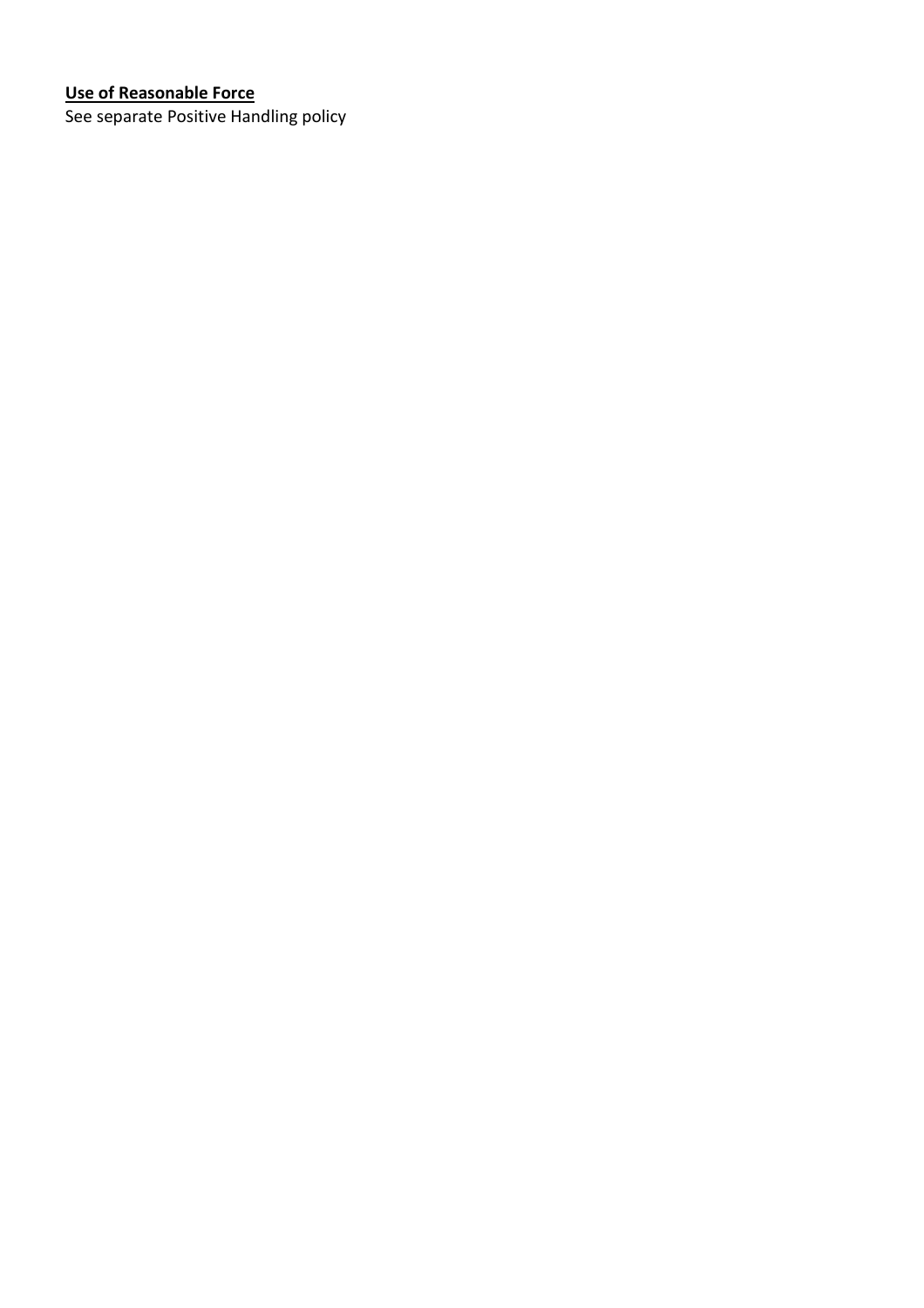**<u>Use of Reasonable Force</u>**

See separate Positive Handling policy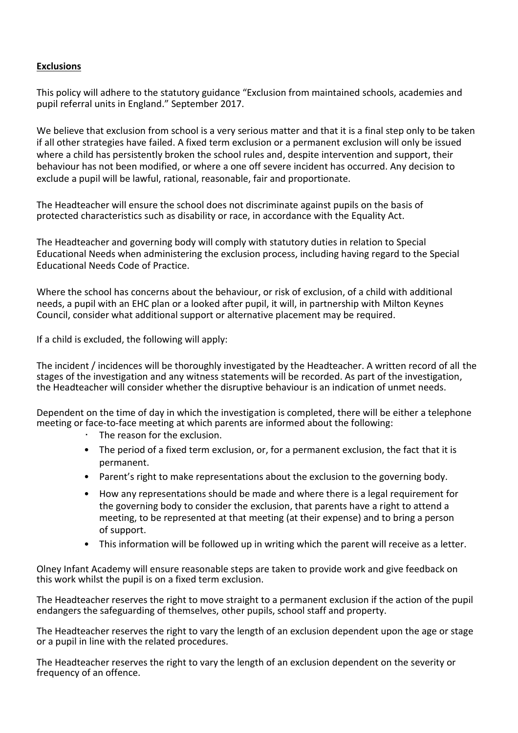## **Exclusions**

This policy will adhere to the statutory guidance "Exclusion from maintained schools, academies and pupil referral units in England." September 2017.

We believe that exclusion from school is a very serious matter and that it is a final step only to be taken if all other strategies have failed. A fixed term exclusion or a permanent exclusion will only be issued where a child has persistently broken the school rules and, despite intervention and support, their behaviour has not been modified, or where a one off severe incident has occurred. Any decision to exclude a pupil will be lawful, rational, reasonable, fair and proportionate.

The Headteacher will ensure the school does not discriminate against pupils on the basis of protected characteristics such as disability or race, in accordance with the Equality Act.

The Headteacher and governing body will comply with statutory duties in relation to Special Educational Needs when administering the exclusion process, including having regard to the Special Educational Needs Code of Practice.

Where the school has concerns about the behaviour, or risk of exclusion, of a child with additional needs, a pupil with an EHC plan or a looked after pupil, it will, in partnership with Milton Keynes Council, consider what additional support or alternative placement may be required.

If a child is excluded, the following will apply:

The incident / incidences will be thoroughly investigated by the Headteacher. A written record of all the stages of the investigation and any witness statements will be recorded. As part of the investigation, the Headteacher will consider whether the disruptive behaviour is an indication of unmet needs.

Dependent on the time of day in which the investigation is completed, there will be either a telephone meeting or face-to-face meeting at which parents are informed about the following:

- The reason for the exclusion.
- The period of a fixed term exclusion, or, for a permanent exclusion, the fact that it is permanent.
- Parent's right to make representations about the exclusion to the governing body.
- How any representations should be made and where there is a legal requirement for the governing body to consider the exclusion, that parents have a right to attend a meeting, to be represented at that meeting (at their expense) and to bring a person of support.
- This information will be followed up in writing which the parent will receive as a letter.

Olney Infant Academy will ensure reasonable steps are taken to provide work and give feedback on this work whilst the pupil is on a fixed term exclusion.

The Headteacher reserves the right to move straight to a permanent exclusion if the action of the pupil endangers the safeguarding of themselves, other pupils, school staff and property.

The Headteacher reserves the right to vary the length of an exclusion dependent upon the age or stage or a pupil in line with the related procedures.

The Headteacher reserves the right to vary the length of an exclusion dependent on the severity or frequency of an offence.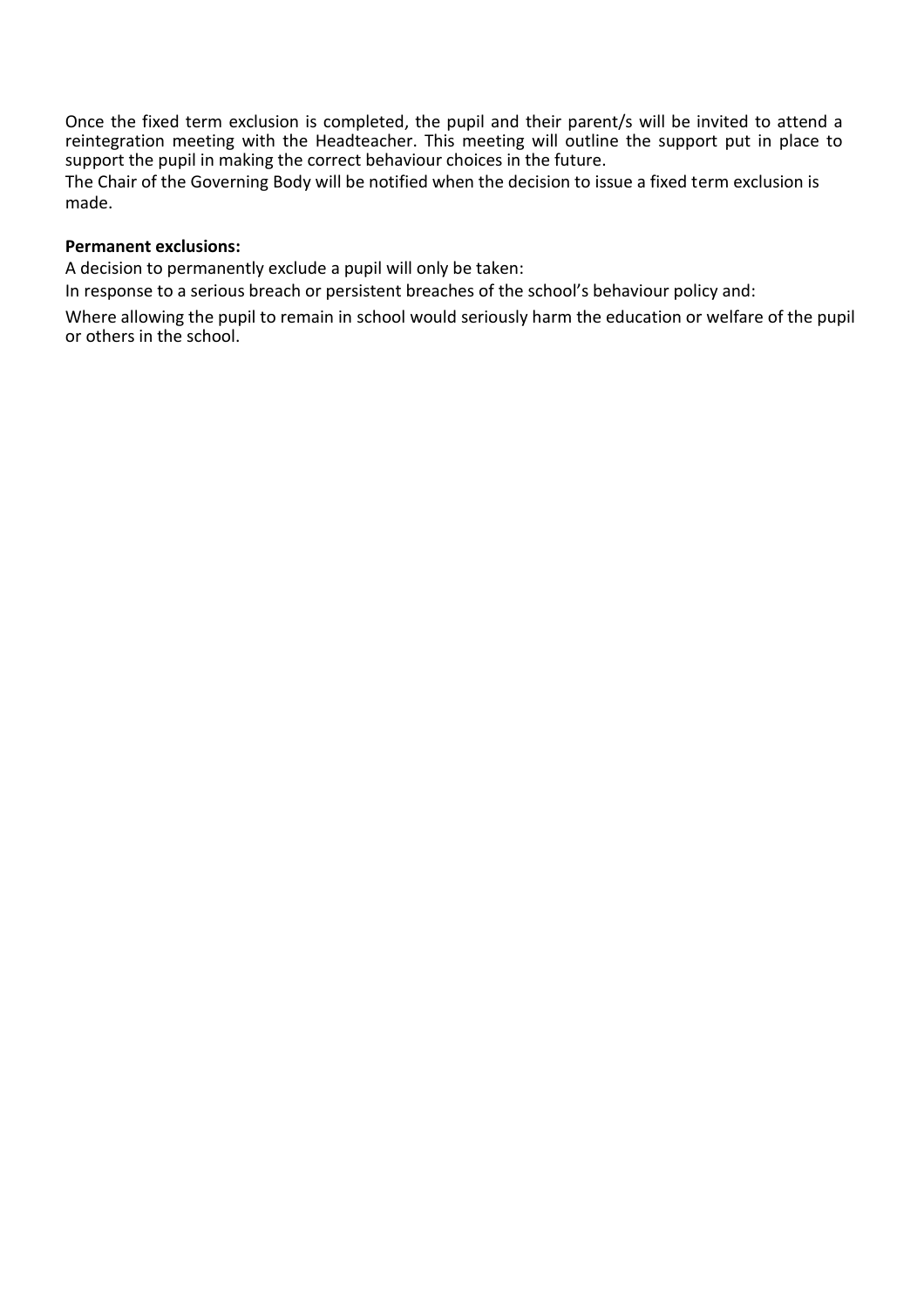Once the fixed term exclusion is completed, the pupil and their parent/s will be invited to attend a reintegration meeting with the Headteacher. This meeting will outline the support put in place to support the pupil in making the correct behaviour choices in the future.

The Chair of the Governing Body will be notified when the decision to issue a fixed term exclusion is made.

**Permanent exclusions:**

A decision to permanently exclude a pupil will only be taken:

In response to a serious breach or persistent breaches of the school's behaviour policy and:

Where allowing the pupil to remain in school would seriously harm the education or welfare of the pupil or others in the school.